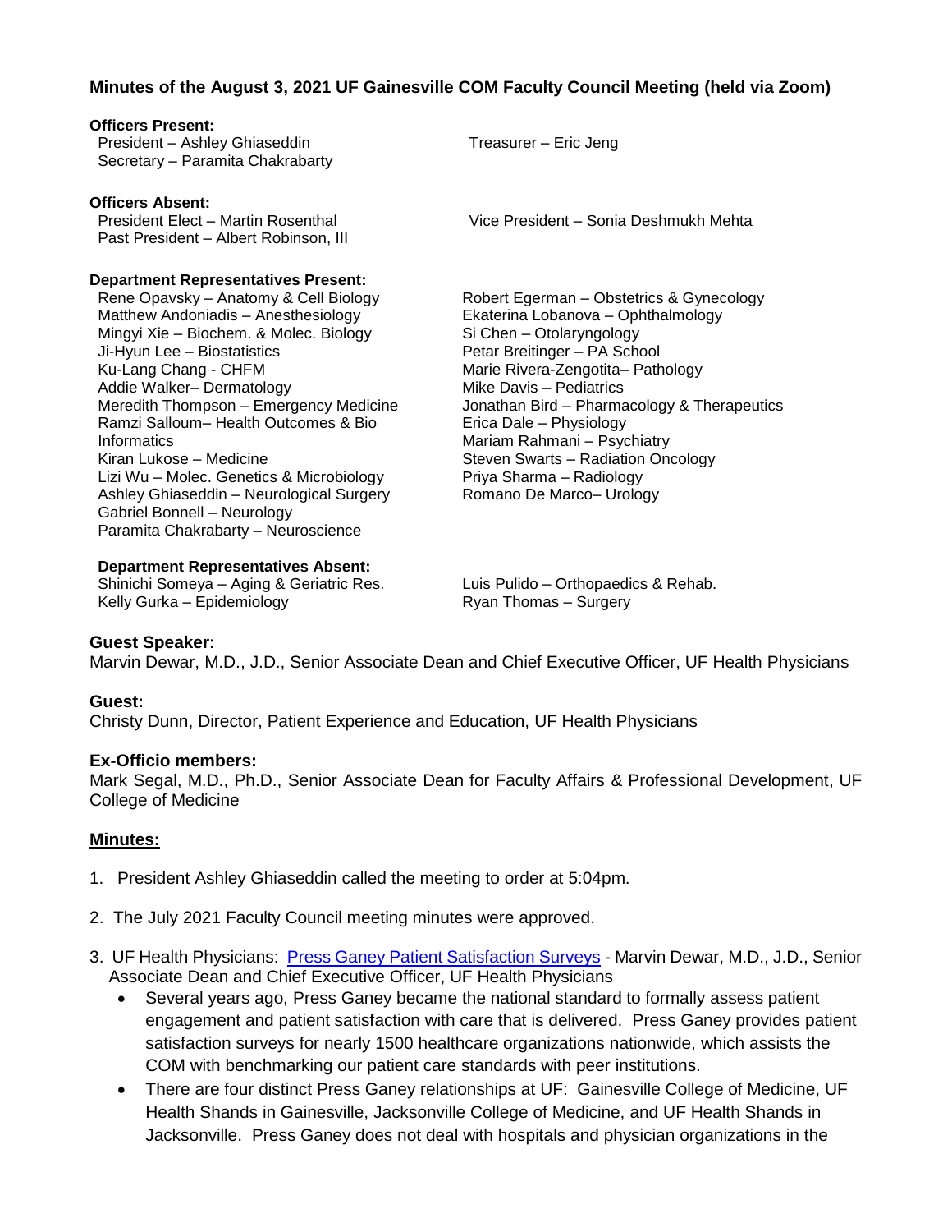## Minutes of the August 3, 2021 UF Gainesville COM Faculty Council Meeting (held via Zoom)

**Officers Present:**

- President – Ashley Ghiaseddin
- Secretary – Paramita Chakrabarty
- Treasurer – Eric Jeng

**Officers Absent:**

- President Elect – Martin Rosenthal
- Past President – Albert Robinson, III
- Vice President – Sonia Deshmukh Mehta

**Department Representatives Present:**

- Rene Opavsky – Anatomy & Cell Biology
- Matthew Andoniadis – Anesthesiology
- Mingyi Xie – Biochem. & Molec. Biology
- Ji-Hyun Lee – Biostatistics
- Ku-Lang Chang - CHFM
- Addie Walker– Dermatology
- Meredith Thompson – Emergency Medicine
- Ramzi Salloum– Health Outcomes & Bio Informatics
- Kiran Lukose – Medicine
- Lizi Wu – Molec. Genetics & Microbiology
- Ashley Ghiaseddin – Neurological Surgery
- Gabriel Bonnell – Neurology
- Paramita Chakrabarty – Neuroscience
- Robert Egerman – Obstetrics & Gynecology
- Ekaterina Lobanova – Ophthalmology
- Si Chen – Otolaryngology
- Petar Breitinger – PA School
- Marie Rivera-Zengotita– Pathology
- Mike Davis – Pediatrics
- Jonathan Bird – Pharmacology & Therapeutics
- Erica Dale – Physiology
- Mariam Rahmani – Psychiatry
- Steven Swarts – Radiation Oncology
- Priya Sharma – Radiology
- Romano De Marco– Urology

**Department Representatives Absent:**

- Shinichi Someya – Aging & Geriatric Res.
- Kelly Gurka – Epidemiology
- Luis Pulido – Orthopaedics & Rehab.
- Ryan Thomas – Surgery

**Guest Speaker:**

Marvin Dewar, M.D., J.D., Senior Associate Dean and Chief Executive Officer, UF Health Physicians

**Guest:**

Christy Dunn, Director, Patient Experience and Education, UF Health Physicians

**Ex-Officio members:**

Mark Segal, M.D., Ph.D., Senior Associate Dean for Faculty Affairs & Professional Development, UF College of Medicine

**Minutes:**

1. President Ashley Ghiaseddin called the meeting to order at 5:04pm.
2. The July 2021 Faculty Council meeting minutes were approved.
3. UF Health Physicians: Press Ganey Patient Satisfaction Surveys - Marvin Dewar, M.D., J.D., Senior Associate Dean and Chief Executive Officer, UF Health Physicians
   - Several years ago, Press Ganey became the national standard to formally assess patient engagement and patient satisfaction with care that is delivered. Press Ganey provides patient satisfaction surveys for nearly 1500 healthcare organizations nationwide, which assists the COM with benchmarking our patient care standards with peer institutions.
   - There are four distinct Press Ganey relationships at UF: Gainesville College of Medicine, UF Health Shands in Gainesville, Jacksonville College of Medicine, and UF Health Shands in Jacksonville. Press Ganey does not deal with hospitals and physician organizations in the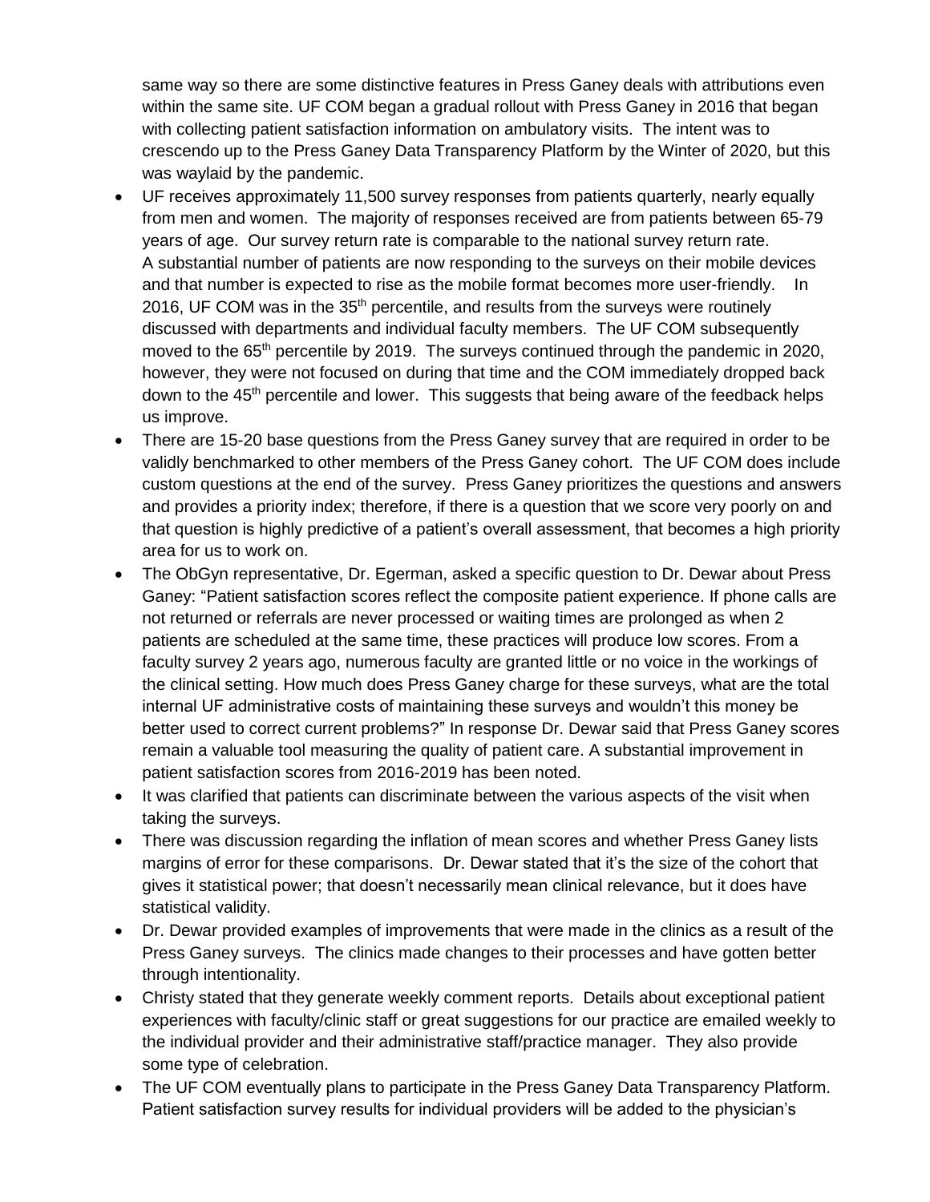same way so there are some distinctive features in Press Ganey deals with attributions even within the same site. UF COM began a gradual rollout with Press Ganey in 2016 that began with collecting patient satisfaction information on ambulatory visits. The intent was to crescendo up to the Press Ganey Data Transparency Platform by the Winter of 2020, but this was waylaid by the pandemic.

- UF receives approximately 11,500 survey responses from patients quarterly, nearly equally from men and women. The majority of responses received are from patients between 65-79 years of age. Our survey return rate is comparable to the national survey return rate. A substantial number of patients are now responding to the surveys on their mobile devices and that number is expected to rise as the mobile format becomes more user-friendly. In 2016, UF COM was in the 35th percentile, and results from the surveys were routinely discussed with departments and individual faculty members. The UF COM subsequently moved to the 65th percentile by 2019. The surveys continued through the pandemic in 2020, however, they were not focused on during that time and the COM immediately dropped back down to the 45th percentile and lower. This suggests that being aware of the feedback helps us improve.
- There are 15-20 base questions from the Press Ganey survey that are required in order to be validly benchmarked to other members of the Press Ganey cohort. The UF COM does include custom questions at the end of the survey. Press Ganey prioritizes the questions and answers and provides a priority index; therefore, if there is a question that we score very poorly on and that question is highly predictive of a patient's overall assessment, that becomes a high priority area for us to work on.
- The ObGyn representative, Dr. Egerman, asked a specific question to Dr. Dewar about Press Ganey: "Patient satisfaction scores reflect the composite patient experience. If phone calls are not returned or referrals are never processed or waiting times are prolonged as when 2 patients are scheduled at the same time, these practices will produce low scores. From a faculty survey 2 years ago, numerous faculty are granted little or no voice in the workings of the clinical setting. How much does Press Ganey charge for these surveys, what are the total internal UF administrative costs of maintaining these surveys and wouldn't this money be better used to correct current problems?" In response Dr. Dewar said that Press Ganey scores remain a valuable tool measuring the quality of patient care. A substantial improvement in patient satisfaction scores from 2016-2019 has been noted.
- It was clarified that patients can discriminate between the various aspects of the visit when taking the surveys.
- There was discussion regarding the inflation of mean scores and whether Press Ganey lists margins of error for these comparisons. Dr. Dewar stated that it's the size of the cohort that gives it statistical power; that doesn't necessarily mean clinical relevance, but it does have statistical validity.
- Dr. Dewar provided examples of improvements that were made in the clinics as a result of the Press Ganey surveys. The clinics made changes to their processes and have gotten better through intentionality.
- Christy stated that they generate weekly comment reports. Details about exceptional patient experiences with faculty/clinic staff or great suggestions for our practice are emailed weekly to the individual provider and their administrative staff/practice manager. They also provide some type of celebration.
- The UF COM eventually plans to participate in the Press Ganey Data Transparency Platform. Patient satisfaction survey results for individual providers will be added to the physician's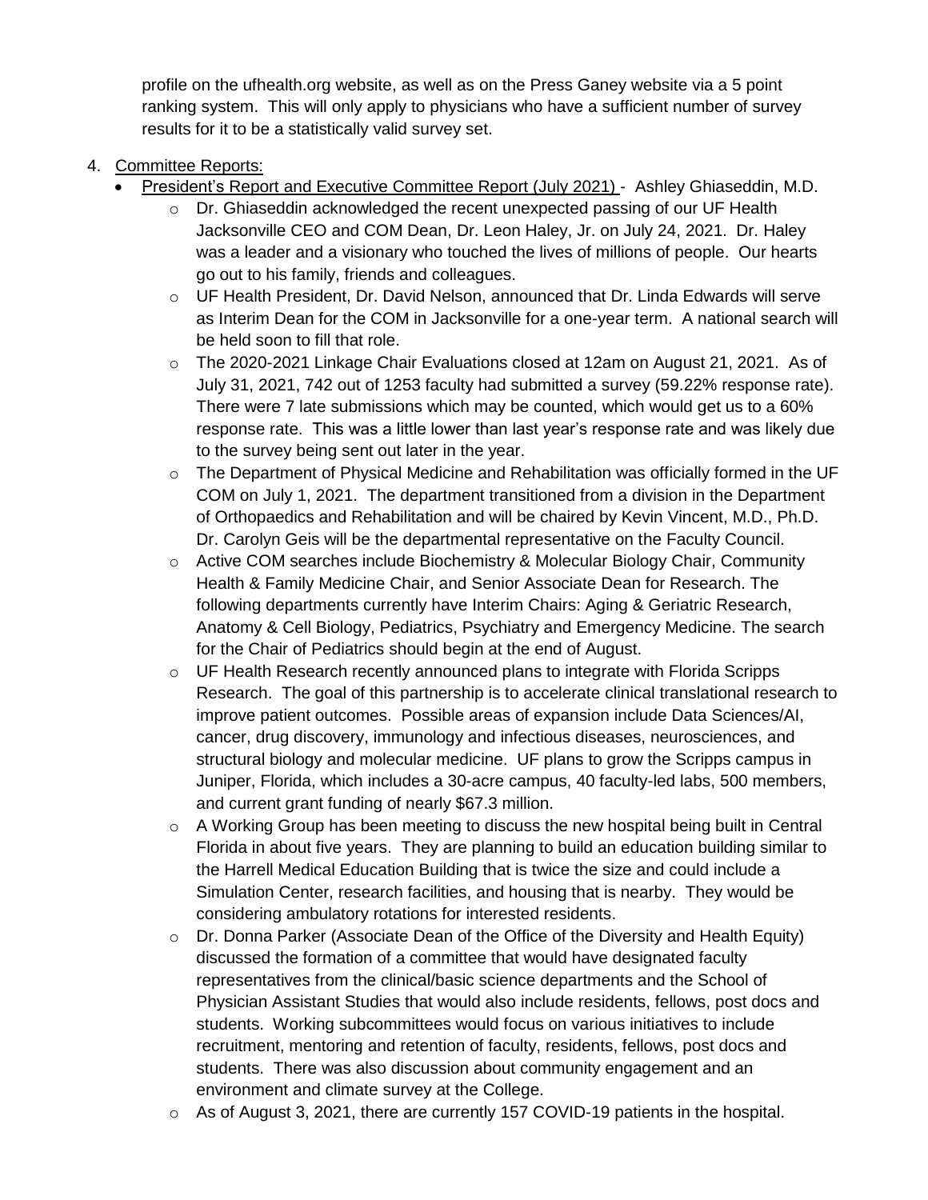profile on the ufhealth.org website, as well as on the Press Ganey website via a 5 point ranking system. This will only apply to physicians who have a sufficient number of survey results for it to be a statistically valid survey set.

4. Committee Reports:
   - President's Report and Executive Committee Report (July 2021) - Ashley Ghiaseddin, M.D.
     - Dr. Ghiaseddin acknowledged the recent unexpected passing of our UF Health Jacksonville CEO and COM Dean, Dr. Leon Haley, Jr. on July 24, 2021. Dr. Haley was a leader and a visionary who touched the lives of millions of people. Our hearts go out to his family, friends and colleagues.
     - UF Health President, Dr. David Nelson, announced that Dr. Linda Edwards will serve as Interim Dean for the COM in Jacksonville for a one-year term. A national search will be held soon to fill that role.
     - The 2020-2021 Linkage Chair Evaluations closed at 12am on August 21, 2021. As of July 31, 2021, 742 out of 1253 faculty had submitted a survey (59.22% response rate). There were 7 late submissions which may be counted, which would get us to a 60% response rate. This was a little lower than last year's response rate and was likely due to the survey being sent out later in the year.
     - The Department of Physical Medicine and Rehabilitation was officially formed in the UF COM on July 1, 2021. The department transitioned from a division in the Department of Orthopaedics and Rehabilitation and will be chaired by Kevin Vincent, M.D., Ph.D. Dr. Carolyn Geis will be the departmental representative on the Faculty Council.
     - Active COM searches include Biochemistry & Molecular Biology Chair, Community Health & Family Medicine Chair, and Senior Associate Dean for Research. The following departments currently have Interim Chairs: Aging & Geriatric Research, Anatomy & Cell Biology, Pediatrics, Psychiatry and Emergency Medicine. The search for the Chair of Pediatrics should begin at the end of August.
     - UF Health Research recently announced plans to integrate with Florida Scripps Research. The goal of this partnership is to accelerate clinical translational research to improve patient outcomes. Possible areas of expansion include Data Sciences/AI, cancer, drug discovery, immunology and infectious diseases, neurosciences, and structural biology and molecular medicine. UF plans to grow the Scripps campus in Juniper, Florida, which includes a 30-acre campus, 40 faculty-led labs, 500 members, and current grant funding of nearly $67.3 million.
     - A Working Group has been meeting to discuss the new hospital being built in Central Florida in about five years. They are planning to build an education building similar to the Harrell Medical Education Building that is twice the size and could include a Simulation Center, research facilities, and housing that is nearby. They would be considering ambulatory rotations for interested residents.
     - Dr. Donna Parker (Associate Dean of the Office of the Diversity and Health Equity) discussed the formation of a committee that would have designated faculty representatives from the clinical/basic science departments and the School of Physician Assistant Studies that would also include residents, fellows, post docs and students. Working subcommittees would focus on various initiatives to include recruitment, mentoring and retention of faculty, residents, fellows, post docs and students. There was also discussion about community engagement and an environment and climate survey at the College.
     - As of August 3, 2021, there are currently 157 COVID-19 patients in the hospital.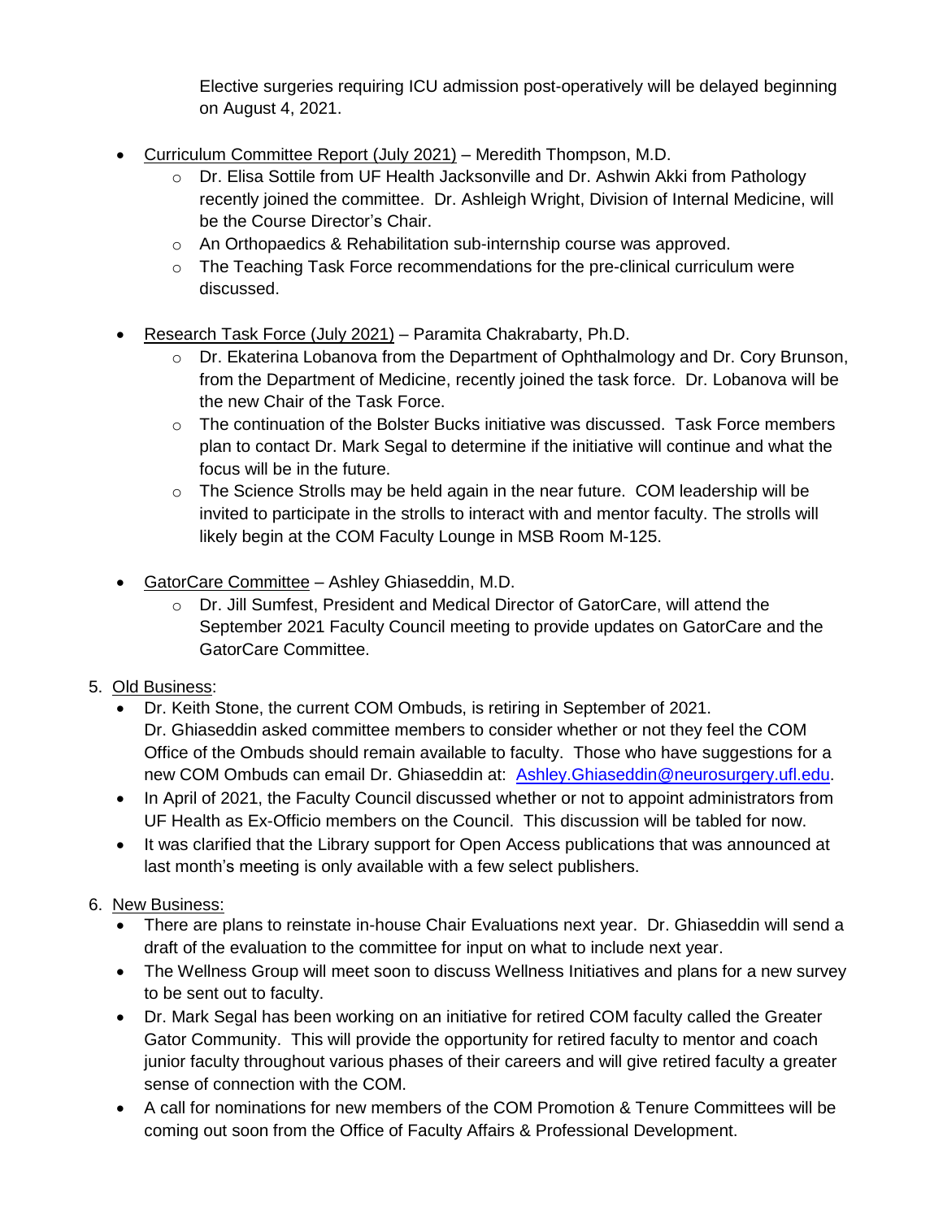Elective surgeries requiring ICU admission post-operatively will be delayed beginning on August 4, 2021.

- Curriculum Committee Report (July 2021) – Meredith Thompson, M.D.
  - Dr. Elisa Sottile from UF Health Jacksonville and Dr. Ashwin Akki from Pathology recently joined the committee. Dr. Ashleigh Wright, Division of Internal Medicine, will be the Course Director's Chair.
  - An Orthopaedics & Rehabilitation sub-internship course was approved.
  - The Teaching Task Force recommendations for the pre-clinical curriculum were discussed.
- Research Task Force (July 2021) – Paramita Chakrabarty, Ph.D.
  - Dr. Ekaterina Lobanova from the Department of Ophthalmology and Dr. Cory Brunson, from the Department of Medicine, recently joined the task force. Dr. Lobanova will be the new Chair of the Task Force.
  - The continuation of the Bolster Bucks initiative was discussed. Task Force members plan to contact Dr. Mark Segal to determine if the initiative will continue and what the focus will be in the future.
  - The Science Strolls may be held again in the near future. COM leadership will be invited to participate in the strolls to interact with and mentor faculty. The strolls will likely begin at the COM Faculty Lounge in MSB Room M-125.
- GatorCare Committee – Ashley Ghiaseddin, M.D.
  - Dr. Jill Sumfest, President and Medical Director of GatorCare, will attend the September 2021 Faculty Council meeting to provide updates on GatorCare and the GatorCare Committee.

5. Old Business:
   - Dr. Keith Stone, the current COM Ombuds, is retiring in September of 2021. Dr. Ghiaseddin asked committee members to consider whether or not they feel the COM Office of the Ombuds should remain available to faculty. Those who have suggestions for a new COM Ombuds can email Dr. Ghiaseddin at: Ashley.Ghiaseddin@neurosurgery.ufl.edu.
   - In April of 2021, the Faculty Council discussed whether or not to appoint administrators from UF Health as Ex-Officio members on the Council. This discussion will be tabled for now.
   - It was clarified that the Library support for Open Access publications that was announced at last month's meeting is only available with a few select publishers.

6. New Business:
   - There are plans to reinstate in-house Chair Evaluations next year. Dr. Ghiaseddin will send a draft of the evaluation to the committee for input on what to include next year.
   - The Wellness Group will meet soon to discuss Wellness Initiatives and plans for a new survey to be sent out to faculty.
   - Dr. Mark Segal has been working on an initiative for retired COM faculty called the Greater Gator Community. This will provide the opportunity for retired faculty to mentor and coach junior faculty throughout various phases of their careers and will give retired faculty a greater sense of connection with the COM.
   - A call for nominations for new members of the COM Promotion & Tenure Committees will be coming out soon from the Office of Faculty Affairs & Professional Development.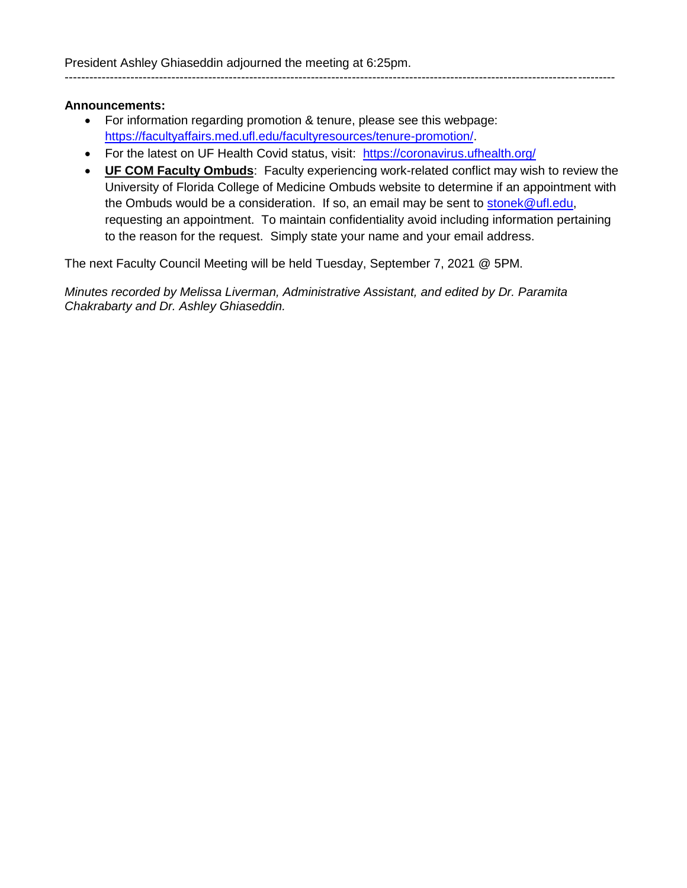President Ashley Ghiaseddin adjourned the meeting at 6:25pm.

---

**Announcements:**

- For information regarding promotion & tenure, please see this webpage: [https://facultyaffairs.med.ufl.edu/facultyresources/tenure-promotion/](https://facultyaffairs.med.ufl.edu/facultyresources/tenure-promotion/).
- For the latest on UF Health Covid status, visit: [https://coronavirus.ufhealth.org/](https://coronavirus.ufhealth.org/)
- **UF COM Faculty Ombuds**: Faculty experiencing work-related conflict may wish to review the University of Florida College of Medicine Ombuds website to determine if an appointment with the Ombuds would be a consideration. If so, an email may be sent to [stonek@ufl.edu](mailto:stonek@ufl.edu), requesting an appointment. To maintain confidentiality avoid including information pertaining to the reason for the request. Simply state your name and your email address.

The next Faculty Council Meeting will be held Tuesday, September 7, 2021 @ 5PM.

*Minutes recorded by Melissa Liverman, Administrative Assistant, and edited by Dr. Paramita Chakrabarty and Dr. Ashley Ghiaseddin.*